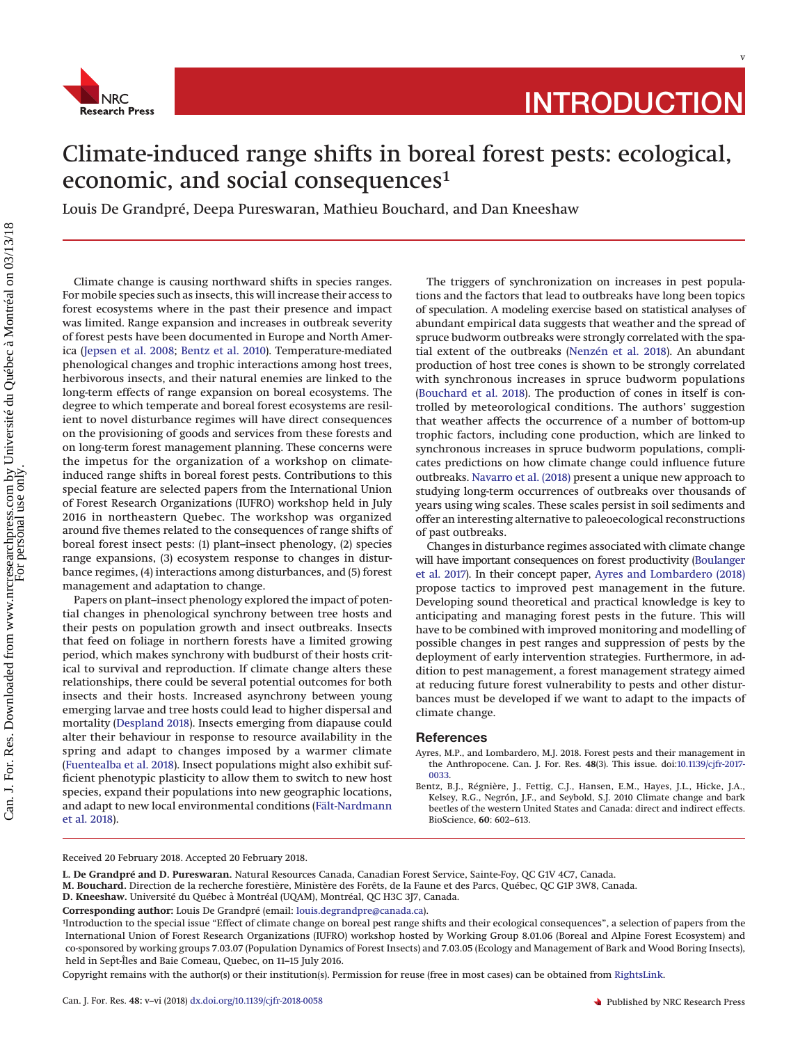# Climate-induced range shifts in boreal forest pests: ecological, economic, and social consequences[1]

Louis De Grandpré, Deepa Pureswaran, Mathieu Bouchard, and Dan Kneeshaw

Climate change is causing northward shifts in species ranges. For mobile species such as insects, this will increase their access to forest ecosystems where in the past their presence and impact was limited. Range expansion and increases in outbreak severity of forest pests have been documented in Europe and North America (Jepsen et al. 2008; Bentz et al. 2010). Temperature-mediated phenological changes and trophic interactions among host trees, herbivorous insects, and their natural enemies are linked to the long-term effects of range expansion on boreal ecosystems. The degree to which temperate and boreal forest ecosystems are resilient to novel disturbance regimes will have direct consequences on the provisioning of goods and services from these forests and on long-term forest management planning. These concerns were the impetus for the organization of a workshop on climate-induced range shifts in boreal forest pests. Contributions to this special feature are selected papers from the International Union of Forest Research Organizations (IUFRO) workshop held in July 2016 in northeastern Quebec. The workshop was organized around five themes related to the consequences of range shifts of boreal forest insect pests: (1) plant–insect phenology, (2) species range expansions, (3) ecosystem response to changes in disturbance regimes, (4) interactions among disturbances, and (5) forest management and adaptation to change.

Papers on plant–insect phenology explored the impact of potential changes in phenological synchrony between tree hosts and their pests on population growth and insect outbreaks. Insects that feed on foliage in northern forests have a limited growing period, which makes synchrony with budburst of their hosts critical to survival and reproduction. If climate change alters these relationships, there could be several potential outcomes for both insects and their hosts. Increased asynchrony between young emerging larvae and tree hosts could lead to higher dispersal and mortality (Despland 2018). Insects emerging from diapause could alter their behaviour in response to resource availability in the spring and adapt to changes imposed by a warmer climate (Fuentealba et al. 2018). Insect populations might also exhibit sufficient phenotypic plasticity to allow them to switch to new host species, expand their populations into new geographic locations, and adapt to new local environmental conditions (Fält-Nardmann et al. 2018).

The triggers of synchronization on increases in pest populations and the factors that lead to outbreaks have long been topics of speculation. A modeling exercise based on statistical analyses of abundant empirical data suggests that weather and the spread of spruce budworm outbreaks were strongly correlated with the spatial extent of the outbreaks (Nenzén et al. 2018). An abundant production of host tree cones is shown to be strongly correlated with synchronous increases in spruce budworm populations (Bouchard et al. 2018). The production of cones in itself is controlled by meteorological conditions. The authors' suggestion that weather affects the occurrence of a number of bottom-up trophic factors, including cone production, which are linked to synchronous increases in spruce budworm populations, complicates predictions on how climate change could influence future outbreaks. Navarro et al. (2018) present a unique new approach to studying long-term occurrences of outbreaks over thousands of years using wing scales. These scales persist in soil sediments and offer an interesting alternative to paleoecological reconstructions of past outbreaks.

Changes in disturbance regimes associated with climate change will have important consequences on forest productivity (Boulanger et al. 2017). In their concept paper, Ayres and Lombardero (2018) propose tactics to improved pest management in the future. Developing sound theoretical and practical knowledge is key to anticipating and managing forest pests in the future. This will have to be combined with improved monitoring and modelling of possible changes in pest ranges and suppression of pests by the deployment of early intervention strategies. Furthermore, in addition to pest management, a forest management strategy aimed at reducing future forest vulnerability to pests and other disturbances must be developed if we want to adapt to the impacts of climate change.

## References

Ayres, M.P., and Lombardero, M.J. 2018. Forest pests and their management in the Anthropocene. Can. J. For. Res. **48**(3). This issue. doi:10.1139/cjfr-2017-0033.

Bentz, B.J., Régnière, J., Fettig, C.J., Hansen, E.M., Hayes, J.L., Hicke, J.A., Kelsey, R.G., Negrón, J.F., and Seybold, S.J. 2010 Climate change and bark beetles of the western United States and Canada: direct and indirect effects. BioScience, **60**: 602–613.

---

Received 20 February 2018. Accepted 20 February 2018.

**L. De Grandpré and D. Pureswaran.** Natural Resources Canada, Canadian Forest Service, Sainte-Foy, QC G1V 4C7, Canada.
**M. Bouchard.** Direction de la recherche forestière, Ministère des Forêts, de la Faune et des Parcs, Québec, QC G1P 3W8, Canada.
**D. Kneeshaw.** Université du Québec à Montréal (UQAM), Montréal, QC H3C 3J7, Canada.
**Corresponding author:** Louis De Grandpré (email: louis.degrandpre@canada.ca).

[1]Introduction to the special issue "Effect of climate change on boreal pest range shifts and their ecological consequences", a selection of papers from the International Union of Forest Research Organizations (IUFRO) workshop hosted by Working Group 8.01.06 (Boreal and Alpine Forest Ecosystem) and co-sponsored by working groups 7.03.07 (Population Dynamics of Forest Insects) and 7.03.05 (Ecology and Management of Bark and Wood Boring Insects), held in Sept-Îles and Baie Comeau, Quebec, on 11–15 July 2016.

Copyright remains with the author(s) or their institution(s). Permission for reuse (free in most cases) can be obtained from RightsLink.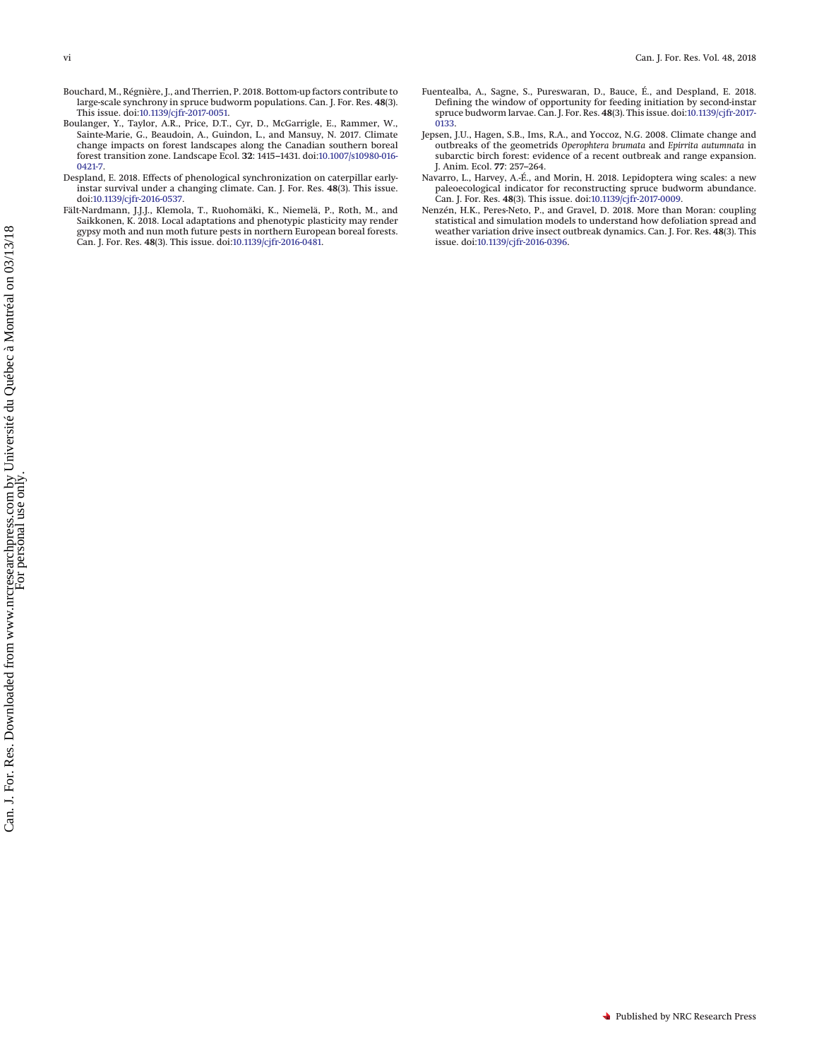Bouchard, M., Régnière, J., and Therrien, P. 2018. Bottom-up factors contribute to large-scale synchrony in spruce budworm populations. Can. J. For. Res. **48**(3). This issue. doi:10.1139/cjfr-2017-0051.

Boulanger, Y., Taylor, A.R., Price, D.T., Cyr, D., McGarrigle, E., Rammer, W., Sainte-Marie, G., Beaudoin, A., Guindon, L., and Mansuy, N. 2017. Climate change impacts on forest landscapes along the Canadian southern boreal forest transition zone. Landscape Ecol. **32**: 1415–1431. doi:10.1007/s10980-016-0421-7.

Despland, E. 2018. Effects of phenological synchronization on caterpillar early-instar survival under a changing climate. Can. J. For. Res. **48**(3). This issue. doi:10.1139/cjfr-2016-0537.

Fält-Nardmann, J.J.J., Klemola, T., Ruohomäki, K., Niemelä, P., Roth, M., and Saikkonen, K. 2018. Local adaptations and phenotypic plasticity may render gypsy moth and nun moth future pests in northern European boreal forests. Can. J. For. Res. **48**(3). This issue. doi:10.1139/cjfr-2016-0481.

Fuentealba, A., Sagne, S., Pureswaran, D., Bauce, É., and Despland, E. 2018. Defining the window of opportunity for feeding initiation by second-instar spruce budworm larvae. Can. J. For. Res. **48**(3). This issue. doi:10.1139/cjfr-2017-0133.

Jepsen, J.U., Hagen, S.B., Ims, R.A., and Yoccoz, N.G. 2008. Climate change and outbreaks of the geometrids *Operophtera brumata* and *Epirrita autumnata* in subarctic birch forest: evidence of a recent outbreak and range expansion. J. Anim. Ecol. **77**: 257–264.

Navarro, L., Harvey, A.-É., and Morin, H. 2018. Lepidoptera wing scales: a new paleoecological indicator for reconstructing spruce budworm abundance. Can. J. For. Res. **48**(3). This issue. doi:10.1139/cjfr-2017-0009.

Nenzén, H.K., Peres-Neto, P., and Gravel, D. 2018. More than Moran: coupling statistical and simulation models to understand how defoliation spread and weather variation drive insect outbreak dynamics. Can. J. For. Res. **48**(3). This issue. doi:10.1139/cjfr-2016-0396.